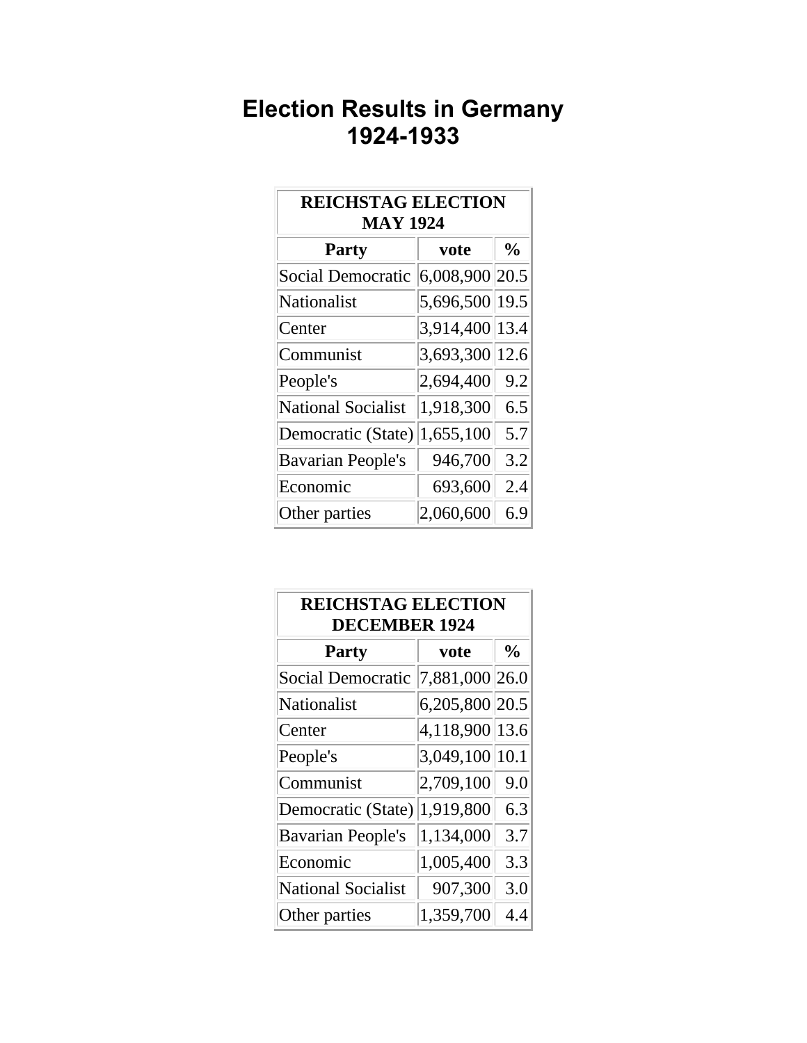# Election Results in Germany 1924-1933

| REICHSTAG ELECTION MAY 1924 | | |
|---|---|---|
| **Party** | **vote** | **%** |
| Social Democratic | 6,008,900 | 20.5 |
| Nationalist | 5,696,500 | 19.5 |
| Center | 3,914,400 | 13.4 |
| Communist | 3,693,300 | 12.6 |
| People's | 2,694,400 | 9.2 |
| National Socialist | 1,918,300 | 6.5 |
| Democratic (State) | 1,655,100 | 5.7 |
| Bavarian People's | 946,700 | 3.2 |
| Economic | 693,600 | 2.4 |
| Other parties | 2,060,600 | 6.9 |

| REICHSTAG ELECTION DECEMBER 1924 | | |
|---|---|---|
| **Party** | **vote** | **%** |
| Social Democratic | 7,881,000 | 26.0 |
| Nationalist | 6,205,800 | 20.5 |
| Center | 4,118,900 | 13.6 |
| People's | 3,049,100 | 10.1 |
| Communist | 2,709,100 | 9.0 |
| Democratic (State) | 1,919,800 | 6.3 |
| Bavarian People's | 1,134,000 | 3.7 |
| Economic | 1,005,400 | 3.3 |
| National Socialist | 907,300 | 3.0 |
| Other parties | 1,359,700 | 4.4 |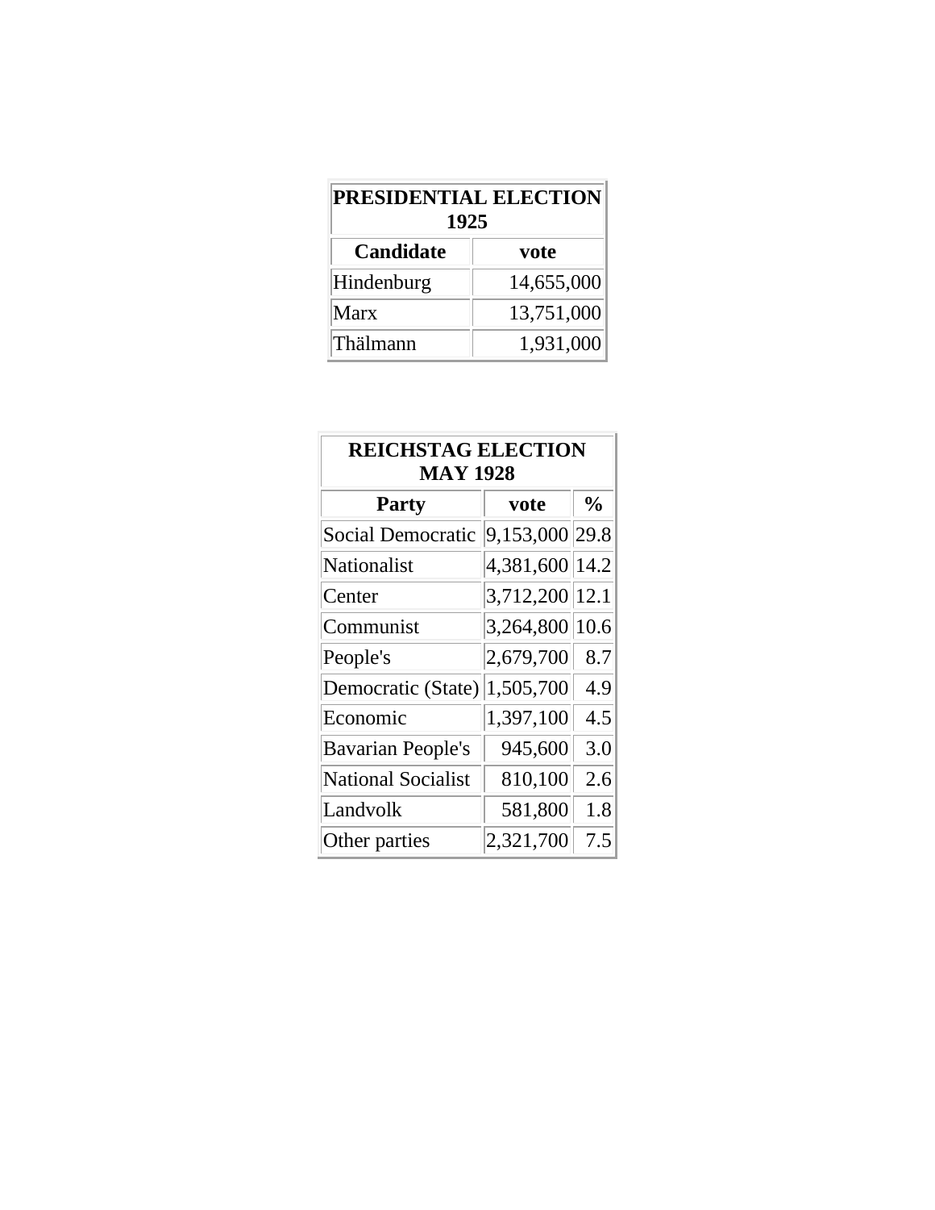| PRESIDENTIAL ELECTION 1925 | |
|---|---|
| **Candidate** | **vote** |
| Hindenburg | 14,655,000 |
| Marx | 13,751,000 |
| Thälmann | 1,931,000 |

| REICHSTAG ELECTION MAY 1928 | | |
|---|---|---|
| **Party** | **vote** | **%** |
| Social Democratic | 9,153,000 | 29.8 |
| Nationalist | 4,381,600 | 14.2 |
| Center | 3,712,200 | 12.1 |
| Communist | 3,264,800 | 10.6 |
| People's | 2,679,700 | 8.7 |
| Democratic (State) | 1,505,700 | 4.9 |
| Economic | 1,397,100 | 4.5 |
| Bavarian People's | 945,600 | 3.0 |
| National Socialist | 810,100 | 2.6 |
| Landvolk | 581,800 | 1.8 |
| Other parties | 2,321,700 | 7.5 |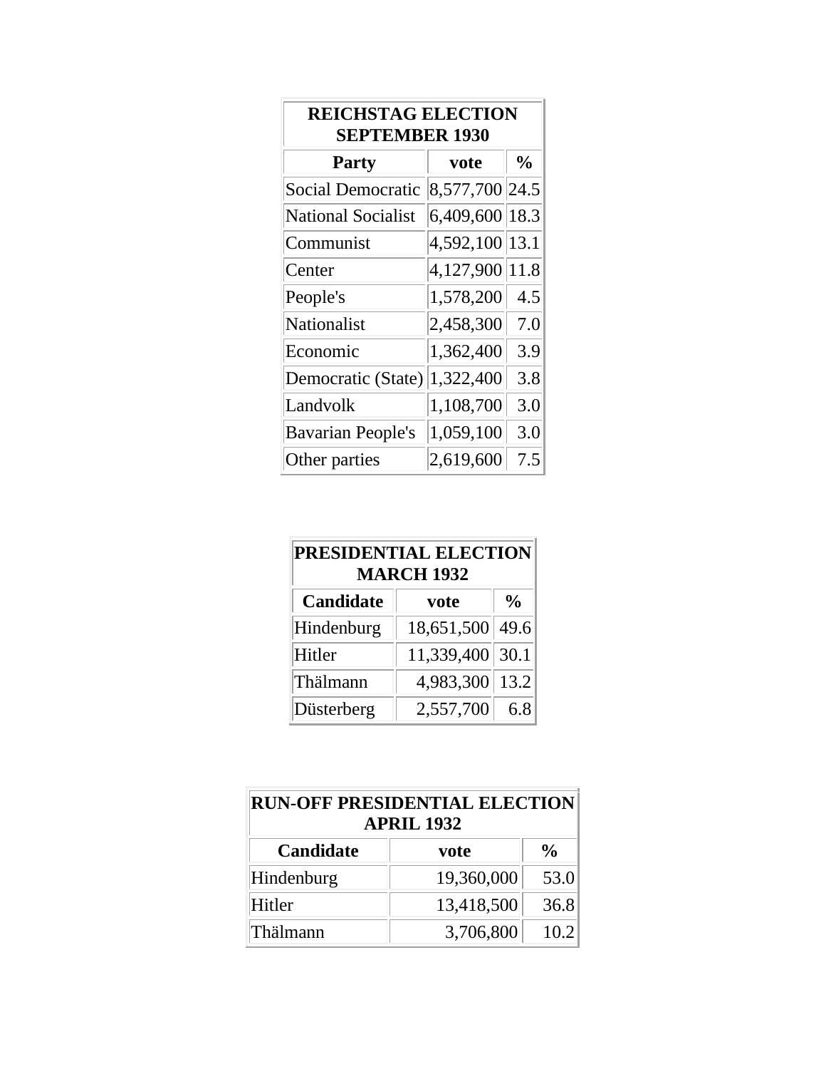| REICHSTAG ELECTION SEPTEMBER 1930 | | |
|---|---|---|
| **Party** | **vote** | **%** |
| Social Democratic | 8,577,700 | 24.5 |
| National Socialist | 6,409,600 | 18.3 |
| Communist | 4,592,100 | 13.1 |
| Center | 4,127,900 | 11.8 |
| People's | 1,578,200 | 4.5 |
| Nationalist | 2,458,300 | 7.0 |
| Economic | 1,362,400 | 3.9 |
| Democratic (State) | 1,322,400 | 3.8 |
| Landvolk | 1,108,700 | 3.0 |
| Bavarian People's | 1,059,100 | 3.0 |
| Other parties | 2,619,600 | 7.5 |

| PRESIDENTIAL ELECTION MARCH 1932 | | |
|---|---|---|
| **Candidate** | **vote** | **%** |
| Hindenburg | 18,651,500 | 49.6 |
| Hitler | 11,339,400 | 30.1 |
| Thälmann | 4,983,300 | 13.2 |
| Düsterberg | 2,557,700 | 6.8 |

| RUN-OFF PRESIDENTIAL ELECTION APRIL 1932 | | |
|---|---|---|
| **Candidate** | **vote** | **%** |
| Hindenburg | 19,360,000 | 53.0 |
| Hitler | 13,418,500 | 36.8 |
| Thälmann | 3,706,800 | 10.2 |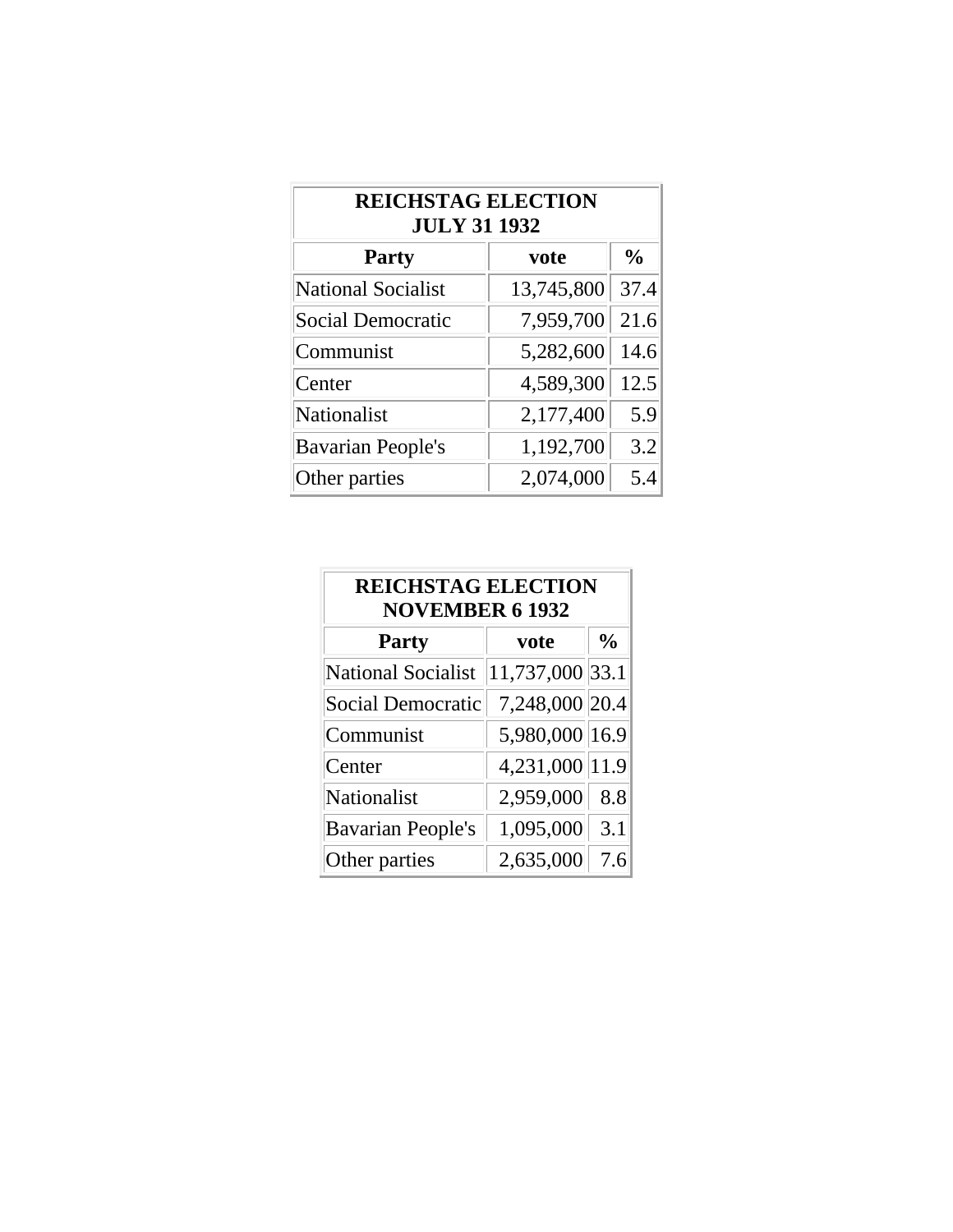| REICHSTAG ELECTION JULY 31 1932 | | |
|---|---|---|
| **Party** | **vote** | **%** |
| National Socialist | 13,745,800 | 37.4 |
| Social Democratic | 7,959,700 | 21.6 |
| Communist | 5,282,600 | 14.6 |
| Center | 4,589,300 | 12.5 |
| Nationalist | 2,177,400 | 5.9 |
| Bavarian People's | 1,192,700 | 3.2 |
| Other parties | 2,074,000 | 5.4 |

| REICHSTAG ELECTION NOVEMBER 6 1932 | | |
|---|---|---|
| **Party** | **vote** | **%** |
| National Socialist | 11,737,000 | 33.1 |
| Social Democratic | 7,248,000 | 20.4 |
| Communist | 5,980,000 | 16.9 |
| Center | 4,231,000 | 11.9 |
| Nationalist | 2,959,000 | 8.8 |
| Bavarian People's | 1,095,000 | 3.1 |
| Other parties | 2,635,000 | 7.6 |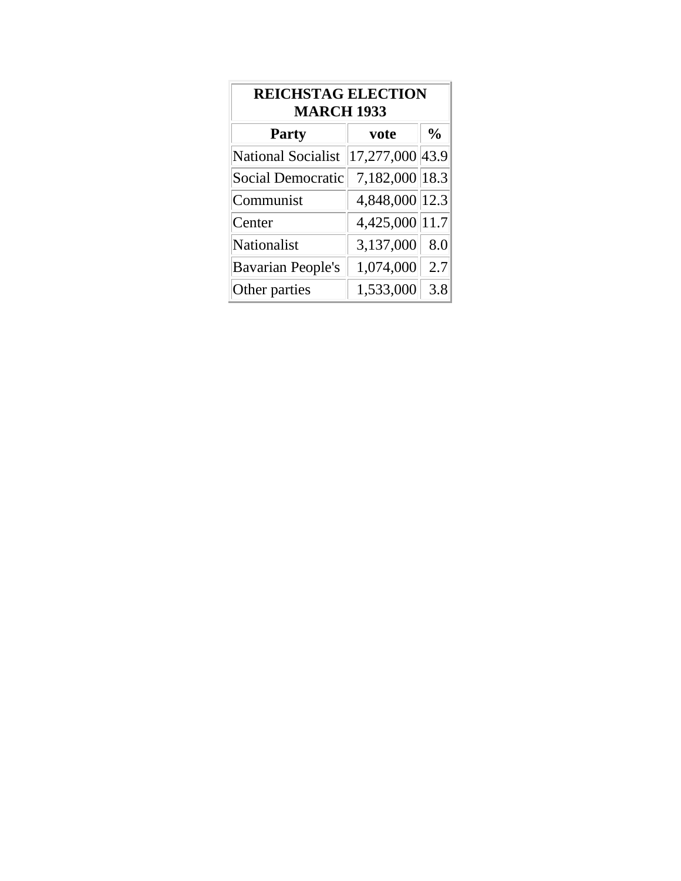| REICHSTAG ELECTION MARCH 1933 | | |
|---|---|---|
| **Party** | **vote** | **%** |
| National Socialist | 17,277,000 | 43.9 |
| Social Democratic | 7,182,000 | 18.3 |
| Communist | 4,848,000 | 12.3 |
| Center | 4,425,000 | 11.7 |
| Nationalist | 3,137,000 | 8.0 |
| Bavarian People's | 1,074,000 | 2.7 |
| Other parties | 1,533,000 | 3.8 |